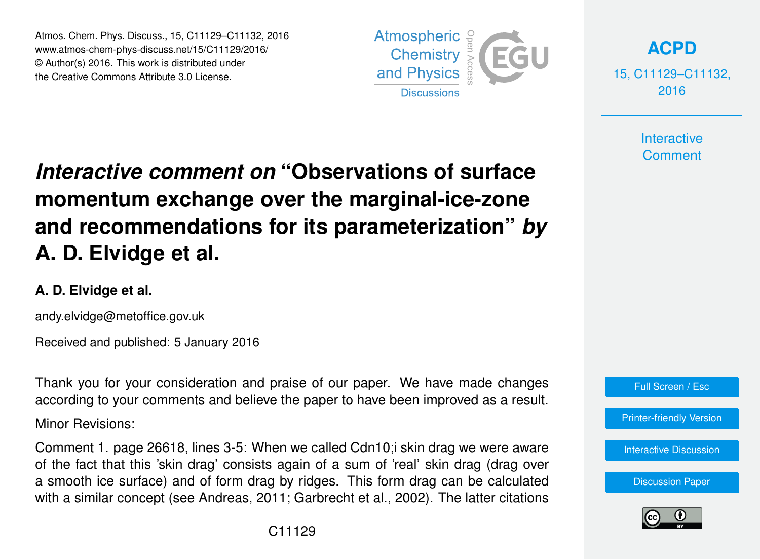# *Interactive comment on* "Observations of surface momentum exchange over the marginal-ice-zone and recommendations for its parameterization" *by* A. D. Elvidge et al.

**A. D. Elvidge et al.**

andy.elvidge@metoffice.gov.uk

Received and published: 5 January 2016

Thank you for your consideration and praise of our paper. We have made changes according to your comments and believe the paper to have been improved as a result.

Minor Revisions:

Comment 1. page 26618, lines 3-5: When we called Cdn10;i skin drag we were aware of the fact that this 'skin drag' consists again of a sum of 'real' skin drag (drag over a smooth ice surface) and of form drag by ridges. This form drag can be calculated with a similar concept (see Andreas, 2011; Garbrecht et al., 2002). The latter citations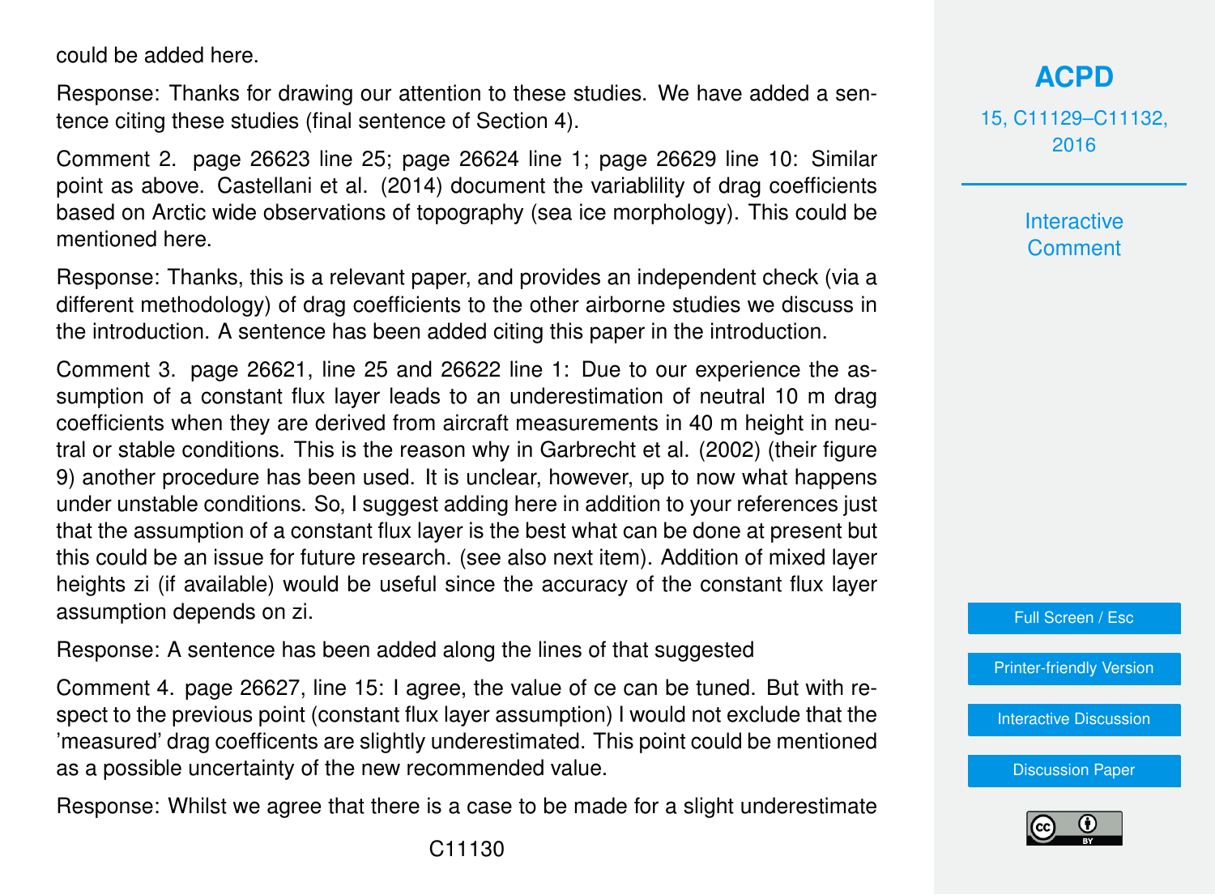could be added here.

Response: Thanks for drawing our attention to these studies. We have added a sentence citing these studies (final sentence of Section 4).

Comment 2. page 26623 line 25; page 26624 line 1; page 26629 line 10: Similar point as above. Castellani et al. (2014) document the variablility of drag coefficients based on Arctic wide observations of topography (sea ice morphology). This could be mentioned here.

Response: Thanks, this is a relevant paper, and provides an independent check (via a different methodology) of drag coefficients to the other airborne studies we discuss in the introduction. A sentence has been added citing this paper in the introduction.

Comment 3. page 26621, line 25 and 26622 line 1: Due to our experience the assumption of a constant flux layer leads to an underestimation of neutral 10 m drag coefficients when they are derived from aircraft measurements in 40 m height in neutral or stable conditions. This is the reason why in Garbrecht et al. (2002) (their figure 9) another procedure has been used. It is unclear, however, up to now what happens under unstable conditions. So, I suggest adding here in addition to your references just that the assumption of a constant flux layer is the best what can be done at present but this could be an issue for future research. (see also next item). Addition of mixed layer heights $z_i$ (if available) would be useful since the accuracy of the constant flux layer assumption depends on $z_i$.

Response: A sentence has been added along the lines of that suggested

Comment 4. page 26627, line 15: I agree, the value of ce can be tuned. But with respect to the previous point (constant flux layer assumption) I would not exclude that the 'measured' drag coeffcients are slightly underestimated. This point could be mentioned as a possible uncertainty of the new recommended value.

Response: Whilst we agree that there is a case to be made for a slight underestimate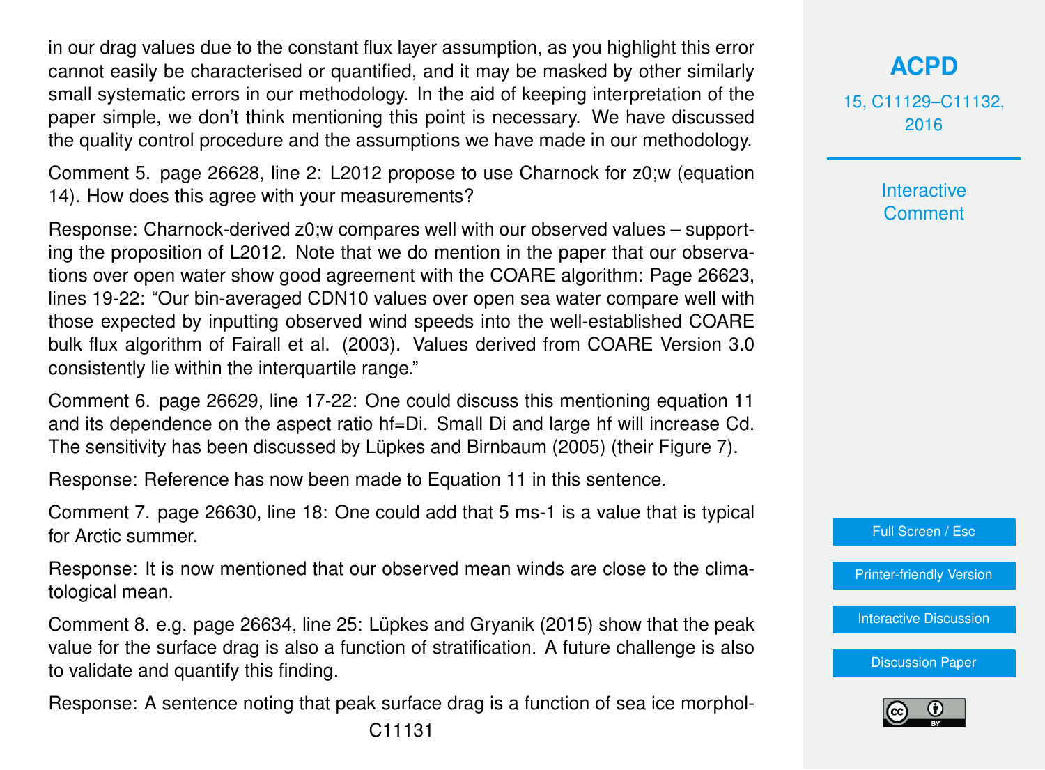in our drag values due to the constant flux layer assumption, as you highlight this error cannot easily be characterised or quantified, and it may be masked by other similarly small systematic errors in our methodology. In the aid of keeping interpretation of the paper simple, we don't think mentioning this point is necessary. We have discussed the quality control procedure and the assumptions we have made in our methodology.

Comment 5. page 26628, line 2: L2012 propose to use Charnock for $z_{0;w}$ (equation 14). How does this agree with your measurements?

Response: Charnock-derived $z_{0;w}$ compares well with our observed values – supporting the proposition of L2012. Note that we do mention in the paper that our observations over open water show good agreement with the COARE algorithm: Page 26623, lines 19-22: "Our bin-averaged CDN10 values over open sea water compare well with those expected by inputting observed wind speeds into the well-established COARE bulk flux algorithm of Fairall et al. (2003). Values derived from COARE Version 3.0 consistently lie within the interquartile range."

Comment 6. page 26629, line 17-22: One could discuss this mentioning equation 11 and its dependence on the aspect ratio $h_f/D_i$. Small $D_i$ and large $h_f$ will increase Cd. The sensitivity has been discussed by Lüpkes and Birnbaum (2005) (their Figure 7).

Response: Reference has now been made to Equation 11 in this sentence.

Comment 7. page 26630, line 18: One could add that 5 ms-1 is a value that is typical for Arctic summer.

Response: It is now mentioned that our observed mean winds are close to the climatological mean.

Comment 8. e.g. page 26634, line 25: Lüpkes and Gryanik (2015) show that the peak value for the surface drag is also a function of stratification. A future challenge is also to validate and quantify this finding.

Response: A sentence noting that peak surface drag is a function of sea ice morphol-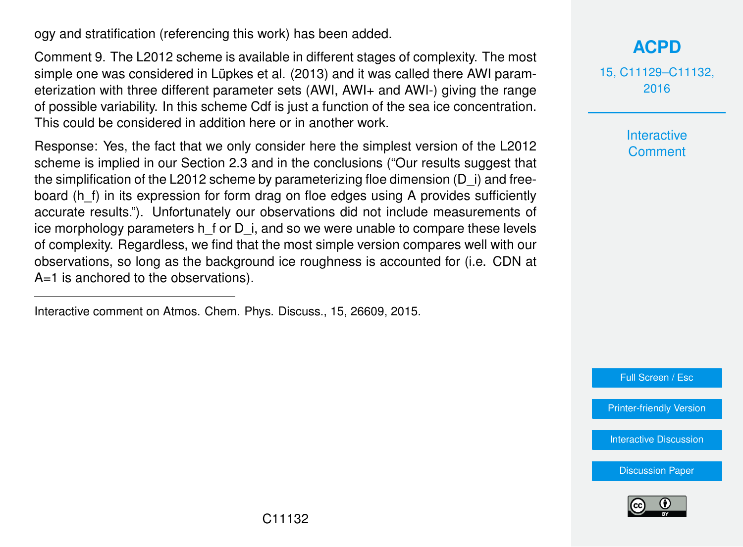ogy and stratification (referencing this work) has been added.

Comment 9. The L2012 scheme is available in different stages of complexity. The most simple one was considered in Lüpkes et al. (2013) and it was called there AWI parameterization with three different parameter sets (AWI, AWI+ and AWI-) giving the range of possible variability. In this scheme Cdf is just a function of the sea ice concentration. This could be considered in addition here or in another work.

Response: Yes, the fact that we only consider here the simplest version of the L2012 scheme is implied in our Section 2.3 and in the conclusions ("Our results suggest that the simplification of the L2012 scheme by parameterizing floe dimension (D_i) and freeboard (h_f) in its expression for form drag on floe edges using A provides sufficiently accurate results."). Unfortunately our observations did not include measurements of ice morphology parameters h_f or D_i, and so we were unable to compare these levels of complexity. Regardless, we find that the most simple version compares well with our observations, so long as the background ice roughness is accounted for (i.e. CDN at A=1 is anchored to the observations).

---

Interactive comment on Atmos. Chem. Phys. Discuss., 15, 26609, 2015.